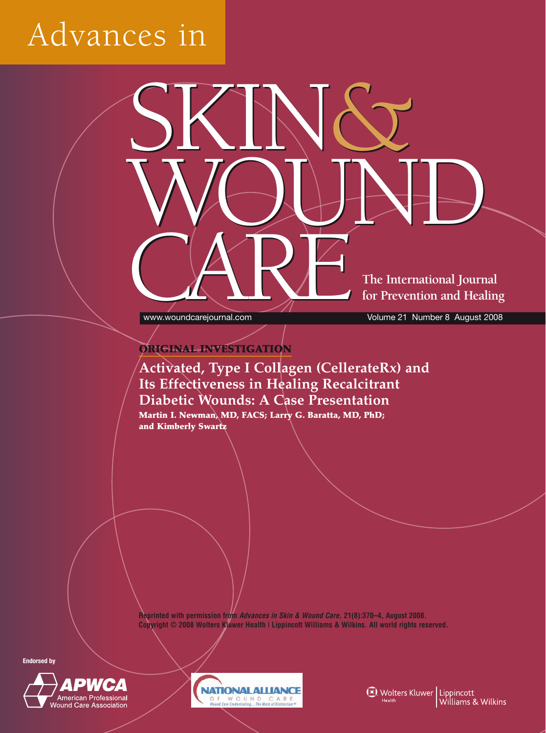# Advances in SKIN & WOUND CARE

The International Journal for Prevention and Healing

www.woundcarejournal.com

Volume 21 Number 8 August 2008

**ORIGINAL INVESTIGATION**

## Activated, Type I Collagen (CellerateRx) and Its Effectiveness in Healing Recalcitrant Diabetic Wounds: A Case Presentation

**Martin I. Newman, MD, FACS; Larry G. Baratta, MD, PhD; and Kimberly Swartz**

**Reprinted with permission from *Advances in Skin & Wound Care*, 21(8):370–4, August 2008. Copyright © 2008 Wolters Kluwer Health | Lippincott Williams & Wilkins. All world rights reserved.**

Endorsed by

APWCA American Professional Wound Care Association

NATIONAL ALLIANCE OF WOUND CARE — Wound Care Credentialing... The Mark of Distinction™

Wolters Kluwer Health | Lippincott Williams & Wilkins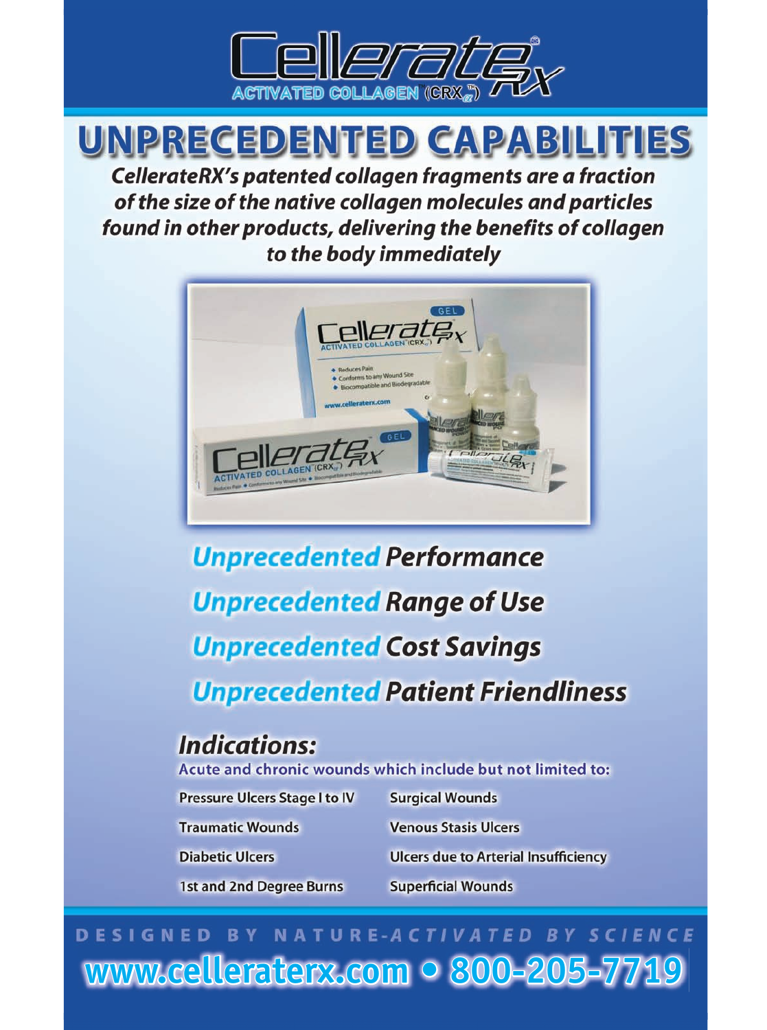# CellerateRX®

ACTIVATED COLLAGEN (CRX$_{\alpha}$™)

# UNPRECEDENTED CAPABILITIES

***CellerateRX's patented collagen fragments are a fraction of the size of the native collagen molecules and particles found in other products, delivering the benefits of collagen to the body immediately***

***Unprecedented Performance***

***Unprecedented Range of Use***

***Unprecedented Cost Savings***

***Unprecedented Patient Friendliness***

## *Indications:*

Acute and chronic wounds which include but not limited to:

- Pressure Ulcers Stage I to IV
- Traumatic Wounds
- Diabetic Ulcers
- 1st and 2nd Degree Burns
- Surgical Wounds
- Venous Stasis Ulcers
- Ulcers due to Arterial Insufficiency
- Superficial Wounds

DESIGNED BY NATURE-*ACTIVATED BY SCIENCE*

**www.cellerateRX.com • 800-205-7719**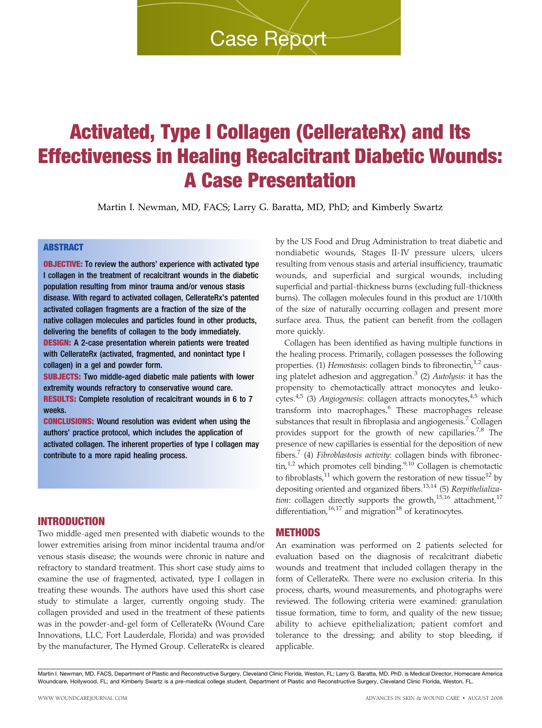Case Report

# Activated, Type I Collagen (CellerateRx) and Its Effectiveness in Healing Recalcitrant Diabetic Wounds: A Case Presentation

Martin I. Newman, MD, FACS; Larry G. Baratta, MD, PhD; and Kimberly Swartz

## ABSTRACT

**OBJECTIVE:** To review the authors' experience with activated type I collagen in the treatment of recalcitrant wounds in the diabetic population resulting from minor trauma and/or venous stasis disease. With regard to activated collagen, CellerateRx's patented activated collagen fragments are a fraction of the size of the native collagen molecules and particles found in other products, delivering the benefits of collagen to the body immediately.

**DESIGN:** A 2-case presentation wherein patients were treated with CellerateRx (activated, fragmented, and nonintact type I collagen) in a gel and powder form.

**SUBJECTS:** Two middle-aged diabetic male patients with lower extremity wounds refractory to conservative wound care.

**RESULTS:** Complete resolution of recalcitrant wounds in 6 to 7 weeks.

**CONCLUSIONS:** Wound resolution was evident when using the authors' practice protocol, which includes the application of activated collagen. The inherent properties of type I collagen may contribute to a more rapid healing process.

## INTRODUCTION

Two middle-aged men presented with diabetic wounds to the lower extremities arising from minor incidental trauma and/or venous stasis disease; the wounds were chronic in nature and refractory to standard treatment. This short case study aims to examine the use of fragmented, activated, type I collagen in treating these wounds. The authors have used this short case study to stimulate a larger, currently ongoing study. The collagen provided and used in the treatment of these patients was in the powder-and-gel form of CellerateRx (Wound Care Innovations, LLC, Fort Lauderdale, Florida) and was provided by the manufacturer, The Hymed Group. CellerateRx is cleared by the US Food and Drug Administration to treat diabetic and nondiabetic wounds, Stages II-IV pressure ulcers, ulcers resulting from venous stasis and arterial insufficiency, traumatic wounds, and superficial and surgical wounds, including superficial and partial-thickness burns (excluding full-thickness burns). The collagen molecules found in this product are 1/100th of the size of naturally occurring collagen and present more surface area. Thus, the patient can benefit from the collagen more quickly.

Collagen has been identified as having multiple functions in the healing process. Primarily, collagen possesses the following properties. (1) *Hemostasis*: collagen binds to fibronectin,[1,2] causing platelet adhesion and aggregation.[3] (2) *Autolysis*: it has the propensity to chemotactically attract monocytes and leukocytes.[4,5] (3) *Angiogenesis*: collagen attracts monocytes,[4,5] which transform into macrophages.[6] These macrophages release substances that result in fibroplasia and angiogenesis.[7] Collagen provides support for the growth of new capillaries.[7,8] The presence of new capillaries is essential for the deposition of new fibers.[7] (4) *Fibroblastosis activity*: collagen binds with fibronectin,[1,2] which promotes cell binding.[9,10] Collagen is chemotactic to fibroblasts,[11] which govern the restoration of new tissue[12] by depositing oriented and organized fibers.[13,14] (5) *Reepithelialization*: collagen directly supports the growth,[15,16] attachment,[17] differentiation,[16,17] and migration[18] of keratinocytes.

## METHODS

An examination was performed on 2 patients selected for evaluation based on the diagnosis of recalcitrant diabetic wounds and treatment that included collagen therapy in the form of CellerateRx. There were no exclusion criteria. In this process, charts, wound measurements, and photographs were reviewed. The following criteria were examined: granulation tissue formation, time to form, and quality of the new tissue; ability to achieve epithelialization; patient comfort and tolerance to the dressing; and ability to stop bleeding, if applicable.

Martin I. Newman, MD, FACS, Department of Plastic and Reconstructive Surgery, Cleveland Clinic Florida, Weston, FL; Larry G. Baratta, MD, PhD, is Medical Director, Homecare America Woundcare, Hollywood, FL; and Kimberly Swartz is a pre-medical college student, Department of Plastic and Reconstructive Surgery, Cleveland Clinic Florida, Weston, FL.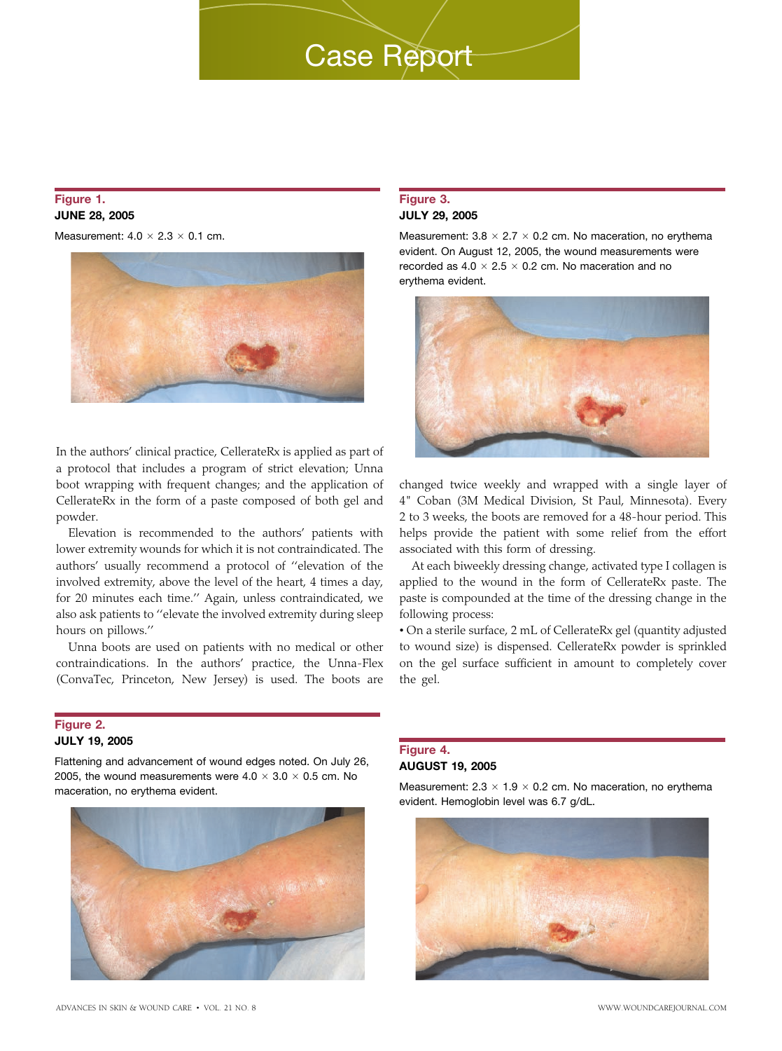## Case Report

**Figure 1.**
**JUNE 28, 2005**

Measurement: 4.0 × 2.3 × 0.1 cm.

In the authors' clinical practice, CellerateRx is applied as part of a protocol that includes a program of strict elevation; Unna boot wrapping with frequent changes; and the application of CellerateRx in the form of a paste composed of both gel and powder.

Elevation is recommended to the authors' patients with lower extremity wounds for which it is not contraindicated. The authors' usually recommend a protocol of ''elevation of the involved extremity, above the level of the heart, 4 times a day, for 20 minutes each time.'' Again, unless contraindicated, we also ask patients to ''elevate the involved extremity during sleep hours on pillows.''

Unna boots are used on patients with no medical or other contraindications. In the authors' practice, the Unna-Flex (ConvaTec, Princeton, New Jersey) is used. The boots are changed twice weekly and wrapped with a single layer of 4" Coban (3M Medical Division, St Paul, Minnesota). Every 2 to 3 weeks, the boots are removed for a 48-hour period. This helps provide the patient with some relief from the effort associated with this form of dressing.

At each biweekly dressing change, activated type I collagen is applied to the wound in the form of CellerateRx paste. The paste is compounded at the time of the dressing change in the following process:

- On a sterile surface, 2 mL of CellerateRx gel (quantity adjusted to wound size) is dispensed. CellerateRx powder is sprinkled on the gel surface sufficient in amount to completely cover the gel.

**Figure 2.**
**JULY 19, 2005**

Flattening and advancement of wound edges noted. On July 26, 2005, the wound measurements were 4.0 × 3.0 × 0.5 cm. No maceration, no erythema evident.

**Figure 3.**
**JULY 29, 2005**

Measurement: 3.8 × 2.7 × 0.2 cm. No maceration, no erythema evident. On August 12, 2005, the wound measurements were recorded as 4.0 × 2.5 × 0.2 cm. No maceration and no erythema evident.

**Figure 4.**
**AUGUST 19, 2005**

Measurement: 2.3 × 1.9 × 0.2 cm. No maceration, no erythema evident. Hemoglobin level was 6.7 g/dL.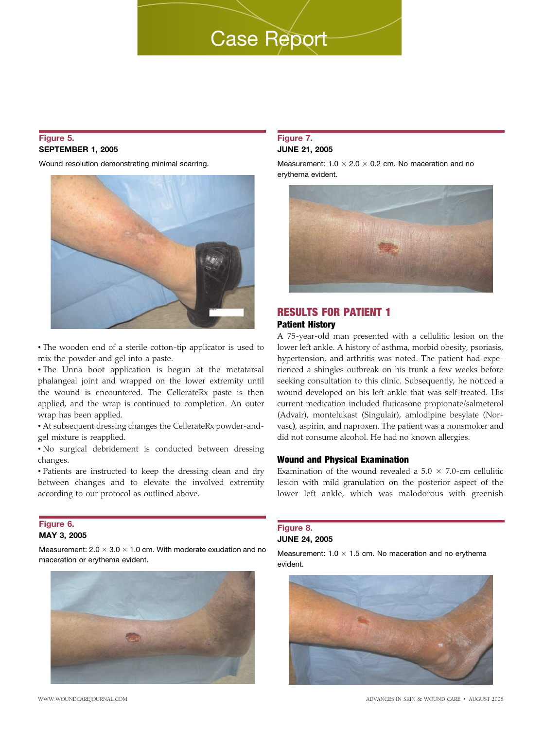# Case Report

**Figure 5.**
**SEPTEMBER 1, 2005**

Wound resolution demonstrating minimal scarring.

- The wooden end of a sterile cotton-tip applicator is used to mix the powder and gel into a paste.
- The Unna boot application is begun at the metatarsal phalangeal joint and wrapped on the lower extremity until the wound is encountered. The CellerateRx paste is then applied, and the wrap is continued to completion. An outer wrap has been applied.
- At subsequent dressing changes the CellerateRx powder-and-gel mixture is reapplied.
- No surgical debridement is conducted between dressing changes.
- Patients are instructed to keep the dressing clean and dry between changes and to elevate the involved extremity according to our protocol as outlined above.

**Figure 6.**
**MAY 3, 2005**

Measurement: 2.0 × 3.0 × 1.0 cm. With moderate exudation and no maceration or erythema evident.

**Figure 7.**
**JUNE 21, 2005**

Measurement: 1.0 × 2.0 × 0.2 cm. No maceration and no erythema evident.

## RESULTS FOR PATIENT 1

### Patient History

A 75-year-old man presented with a cellulitic lesion on the lower left ankle. A history of asthma, morbid obesity, psoriasis, hypertension, and arthritis was noted. The patient had experienced a shingles outbreak on his trunk a few weeks before seeking consultation to this clinic. Subsequently, he noticed a wound developed on his left ankle that was self-treated. His current medication included fluticasone propionate/salmeterol (Advair), montelukast (Singulair), amlodipine besylate (Norvasc), aspirin, and naproxen. The patient was a nonsmoker and did not consume alcohol. He had no known allergies.

### Wound and Physical Examination

Examination of the wound revealed a 5.0 × 7.0-cm cellulitic lesion with mild granulation on the posterior aspect of the lower left ankle, which was malodorous with greenish

**Figure 8.**
**JUNE 24, 2005**

Measurement: 1.0 × 1.5 cm. No maceration and no erythema evident.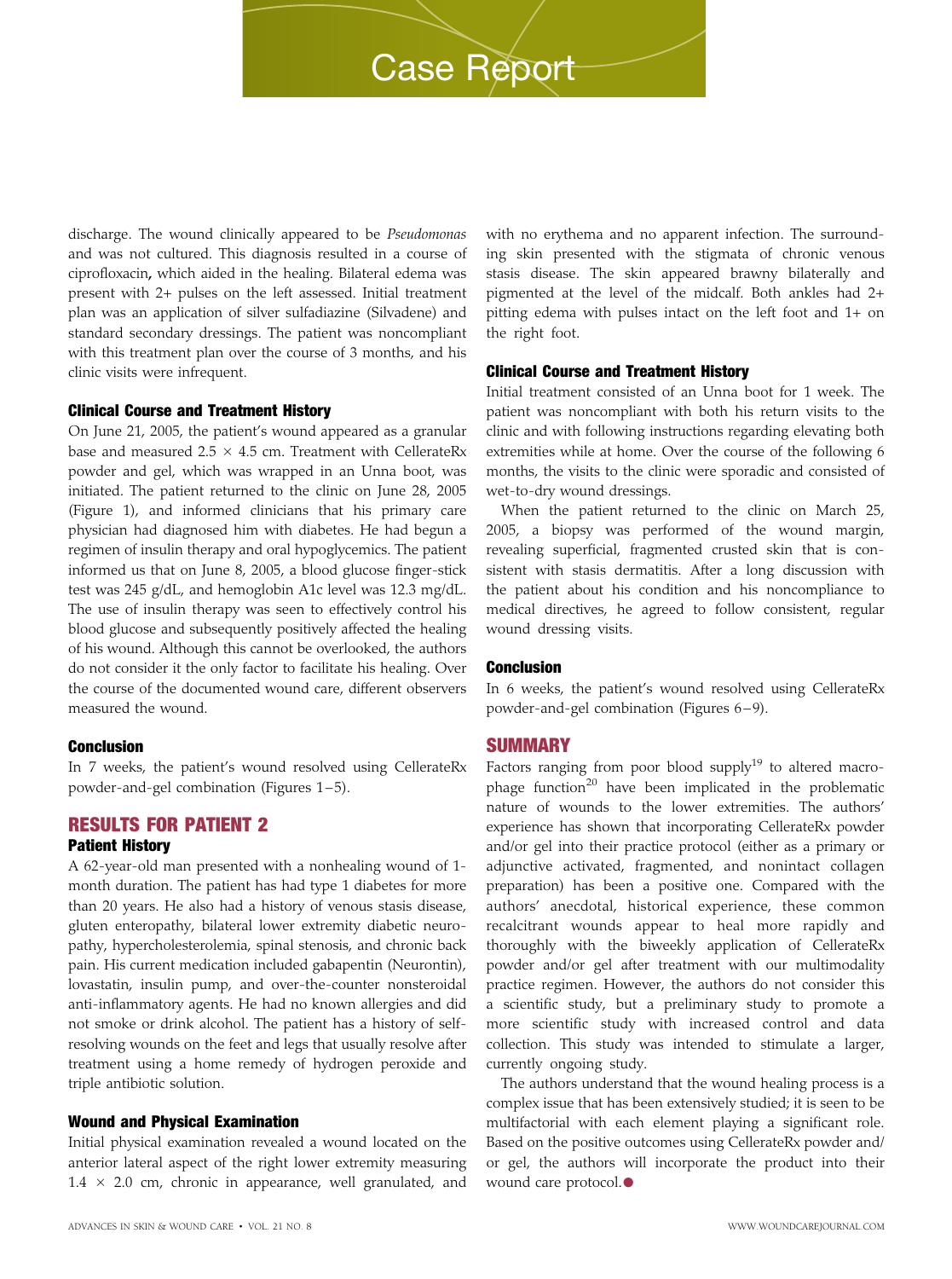discharge. The wound clinically appeared to be *Pseudomonas* and was not cultured. This diagnosis resulted in a course of ciprofloxacin**,** which aided in the healing. Bilateral edema was present with 2+ pulses on the left assessed. Initial treatment plan was an application of silver sulfadiazine (Silvadene) and standard secondary dressings. The patient was noncompliant with this treatment plan over the course of 3 months, and his clinic visits were infrequent.

### Clinical Course and Treatment History

On June 21, 2005, the patient's wound appeared as a granular base and measured 2.5 × 4.5 cm. Treatment with CellerateRx powder and gel, which was wrapped in an Unna boot, was initiated. The patient returned to the clinic on June 28, 2005 (Figure 1), and informed clinicians that his primary care physician had diagnosed him with diabetes. He had begun a regimen of insulin therapy and oral hypoglycemics. The patient informed us that on June 8, 2005, a blood glucose finger-stick test was 245 g/dL, and hemoglobin A1c level was 12.3 mg/dL. The use of insulin therapy was seen to effectively control his blood glucose and subsequently positively affected the healing of his wound. Although this cannot be overlooked, the authors do not consider it the only factor to facilitate his healing. Over the course of the documented wound care, different observers measured the wound.

### Conclusion

In 7 weeks, the patient's wound resolved using CellerateRx powder-and-gel combination (Figures 1–5).

## RESULTS FOR PATIENT 2

### Patient History

A 62-year-old man presented with a nonhealing wound of 1-month duration. The patient has had type 1 diabetes for more than 20 years. He also had a history of venous stasis disease, gluten enteropathy, bilateral lower extremity diabetic neuropathy, hypercholesterolemia, spinal stenosis, and chronic back pain. His current medication included gabapentin (Neurontin), lovastatin, insulin pump, and over-the-counter nonsteroidal anti-inflammatory agents. He had no known allergies and did not smoke or drink alcohol. The patient has a history of self-resolving wounds on the feet and legs that usually resolve after treatment using a home remedy of hydrogen peroxide and triple antibiotic solution.

### Wound and Physical Examination

Initial physical examination revealed a wound located on the anterior lateral aspect of the right lower extremity measuring 1.4 × 2.0 cm, chronic in appearance, well granulated, and with no erythema and no apparent infection. The surrounding skin presented with the stigmata of chronic venous stasis disease. The skin appeared brawny bilaterally and pigmented at the level of the midcalf. Both ankles had 2+ pitting edema with pulses intact on the left foot and 1+ on the right foot.

### Clinical Course and Treatment History

Initial treatment consisted of an Unna boot for 1 week. The patient was noncompliant with both his return visits to the clinic and with following instructions regarding elevating both extremities while at home. Over the course of the following 6 months, the visits to the clinic were sporadic and consisted of wet-to-dry wound dressings.

When the patient returned to the clinic on March 25, 2005, a biopsy was performed of the wound margin, revealing superficial, fragmented crusted skin that is consistent with stasis dermatitis. After a long discussion with the patient about his condition and his noncompliance to medical directives, he agreed to follow consistent, regular wound dressing visits.

### Conclusion

In 6 weeks, the patient's wound resolved using CellerateRx powder-and-gel combination (Figures 6–9).

## SUMMARY

Factors ranging from poor blood supply[19] to altered macrophage function[20] have been implicated in the problematic nature of wounds to the lower extremities. The authors' experience has shown that incorporating CellerateRx powder and/or gel into their practice protocol (either as a primary or adjunctive activated, fragmented, and nonintact collagen preparation) has been a positive one. Compared with the authors' anecdotal, historical experience, these common recalcitrant wounds appear to heal more rapidly and thoroughly with the biweekly application of CellerateRx powder and/or gel after treatment with our multimodality practice regimen. However, the authors do not consider this a scientific study, but a preliminary study to promote a more scientific study with increased control and data collection. This study was intended to stimulate a larger, currently ongoing study.

The authors understand that the wound healing process is a complex issue that has been extensively studied; it is seen to be multifactorial with each element playing a significant role. Based on the positive outcomes using CellerateRx powder and/or gel, the authors will incorporate the product into their wound care protocol.●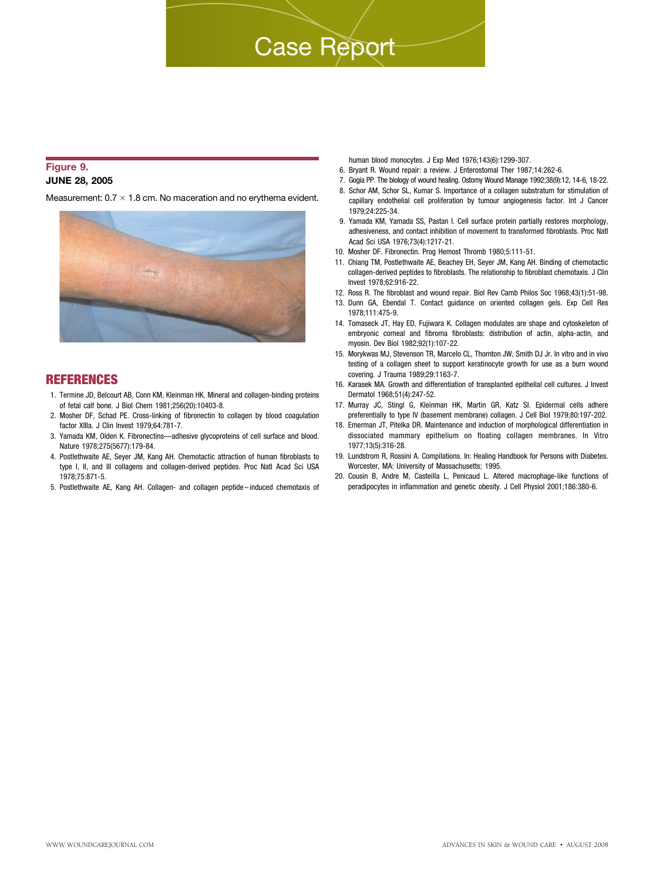**Figure 9.**
**JUNE 28, 2005**

Measurement: 0.7 × 1.8 cm. No maceration and no erythema evident.

## REFERENCES

1. Termine JD, Belcourt AB, Conn KM, Kleinman HK. Mineral and collagen-binding proteins of fetal calf bone. J Biol Chem 1981;256(20):10403-8.
2. Mosher DF, Schad PE. Cross-linking of fibronectin to collagen by blood coagulation factor XIIIa. J Clin Invest 1979;64:781-7.
3. Yamada KM, Olden K. Fibronectins—adhesive glycoproteins of cell surface and blood. Nature 1978;275(5677):179-84.
4. Postlethwaite AE, Seyer JM, Kang AH. Chemotactic attraction of human fibroblasts to type I, II, and III collagens and collagen-derived peptides. Proc Natl Acad Sci USA 1978;75:871-5.
5. Postlethwaite AE, Kang AH. Collagen- and collagen peptide–induced chemotaxis of human blood monocytes. J Exp Med 1976;143(6):1299-307.
6. Bryant R. Wound repair: a review. J Enterostomal Ther 1987;14:262-6.
7. Gogia PP. The biology of wound healing. Ostomy Wound Manage 1992;38(9):12, 14-6, 18-22.
8. Schor AM, Schor SL, Kumar S. Importance of a collagen substratum for stimulation of capillary endothelial cell proliferation by tumour angiogenesis factor. Int J Cancer 1979;24:225-34.
9. Yamada KM, Yamada SS, Pastan I. Cell surface protein partially restores morphology, adhesiveness, and contact inhibition of movement to transformed fibroblasts. Proc Natl Acad Sci USA 1976;73(4):1217-21.
10. Mosher DF. Fibronectin. Prog Hemost Thromb 1980;5:111-51.
11. Chiang TM, Postlethwaite AE, Beachey EH, Seyer JM, Kang AH. Binding of chemotactic collagen-derived peptides to fibroblasts. The relationship to fibroblast chemotaxis. J Clin Invest 1978;62:916-22.
12. Ross R. The fibroblast and wound repair. Biol Rev Camb Philos Soc 1968;43(1):51-98.
13. Dunn GA, Ebendal T. Contact guidance on oriented collagen gels. Exp Cell Res 1978;111:475-9.
14. Tomaseck JT, Hay ED, Fujiwara K. Collagen modulates are shape and cytoskeleton of embryonic corneal and fibroma fibroblasts: distribution of actin, alpha-actin, and myosin. Dev Biol 1982;92(1):107-22.
15. Morykwas MJ, Stevenson TR, Marcelo CL, Thornton JW, Smith DJ Jr. In vitro and in vivo testing of a collagen sheet to support keratinocyte growth for use as a burn wound covering. J Trauma 1989;29:1163-7.
16. Karasek MA. Growth and differentiation of transplanted epithelial cell cultures. J Invest Dermatol 1968;51(4):247-52.
17. Murray JC, Stingl G, Kleinman HK, Martin GR, Katz SI. Epidermal cells adhere preferentially to type IV (basement membrane) collagen. J Cell Biol 1979;80:197-202.
18. Emerman JT, Pitelka DR. Maintenance and induction of morphological differentiation in dissociated mammary epithelium on floating collagen membranes. In Vitro 1977;13(5):316-28.
19. Lundstrom R, Rossini A. Compilations. In: Healing Handbook for Persons with Diabetes. Worcester, MA: University of Massachusetts; 1995.
20. Cousin B, Andre M, Casteilla L, Penicaud L. Altered macrophage-like functions of peradipocytes in inflammation and genetic obesity. J Cell Physiol 2001;186:380-6.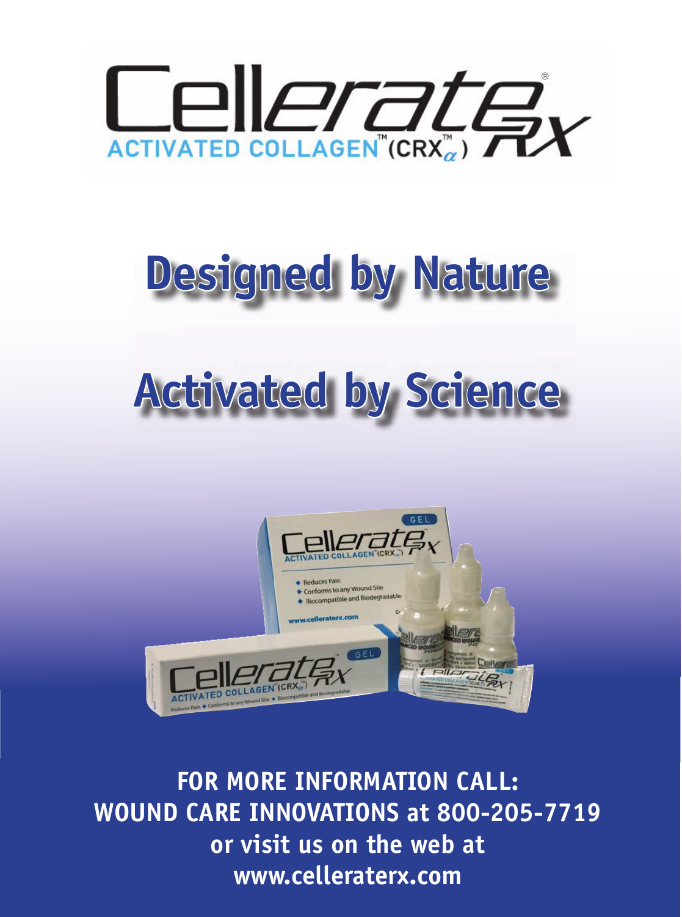# Cellerate RX®

ACTIVATED COLLAGEN™ (CRX$_{\alpha}$™)

## Designed by Nature

## Activated by Science

**FOR MORE INFORMATION CALL:**
**WOUND CARE INNOVATIONS at 800-205-7719**
**or visit us on the web at**
**www.celleraterx.com**